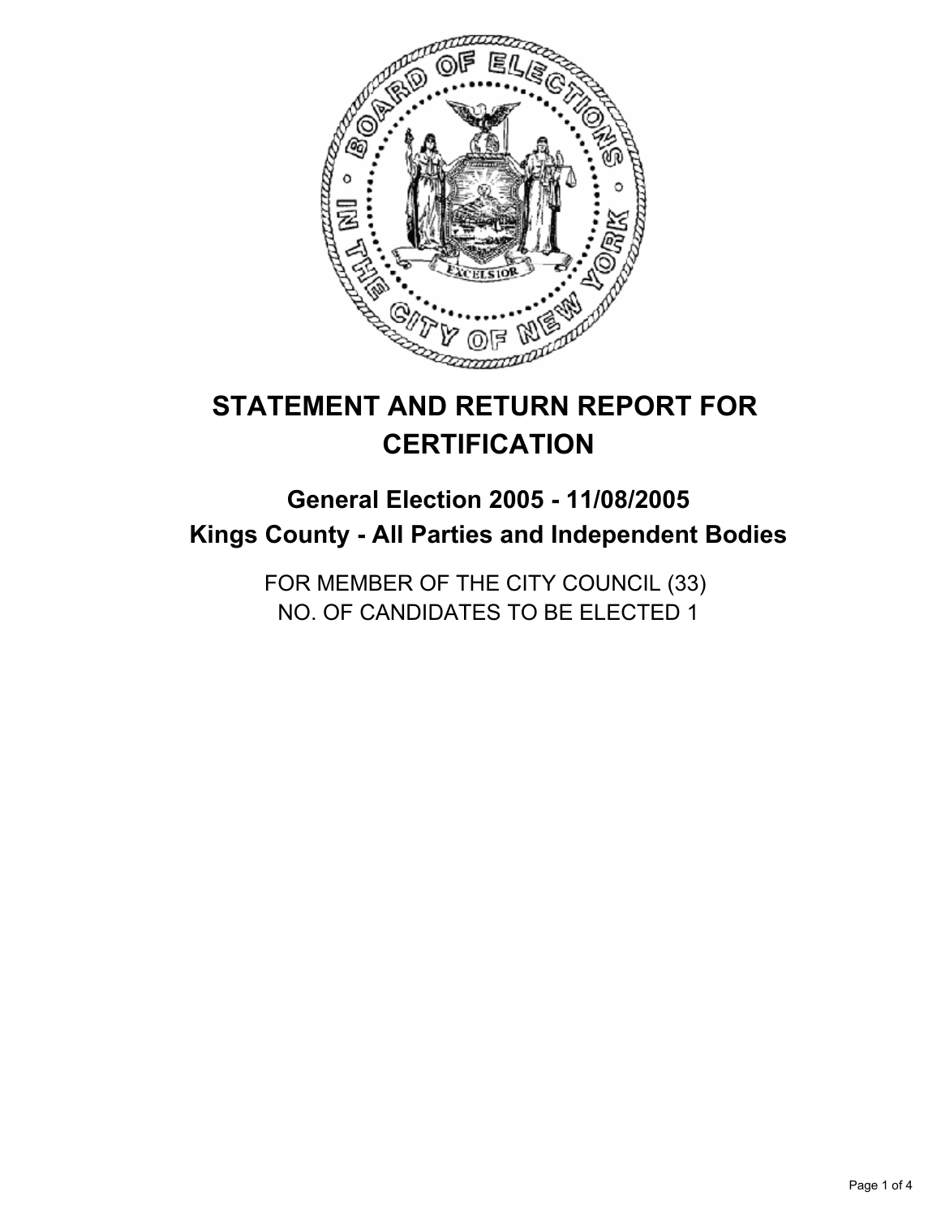# STATEMENT AND RETURN REPORT FOR CERTIFICATION

## General Election 2005 - 11/08/2005
## Kings County - All Parties and Independent Bodies

FOR MEMBER OF THE CITY COUNCIL (33)
NO. OF CANDIDATES TO BE ELECTED 1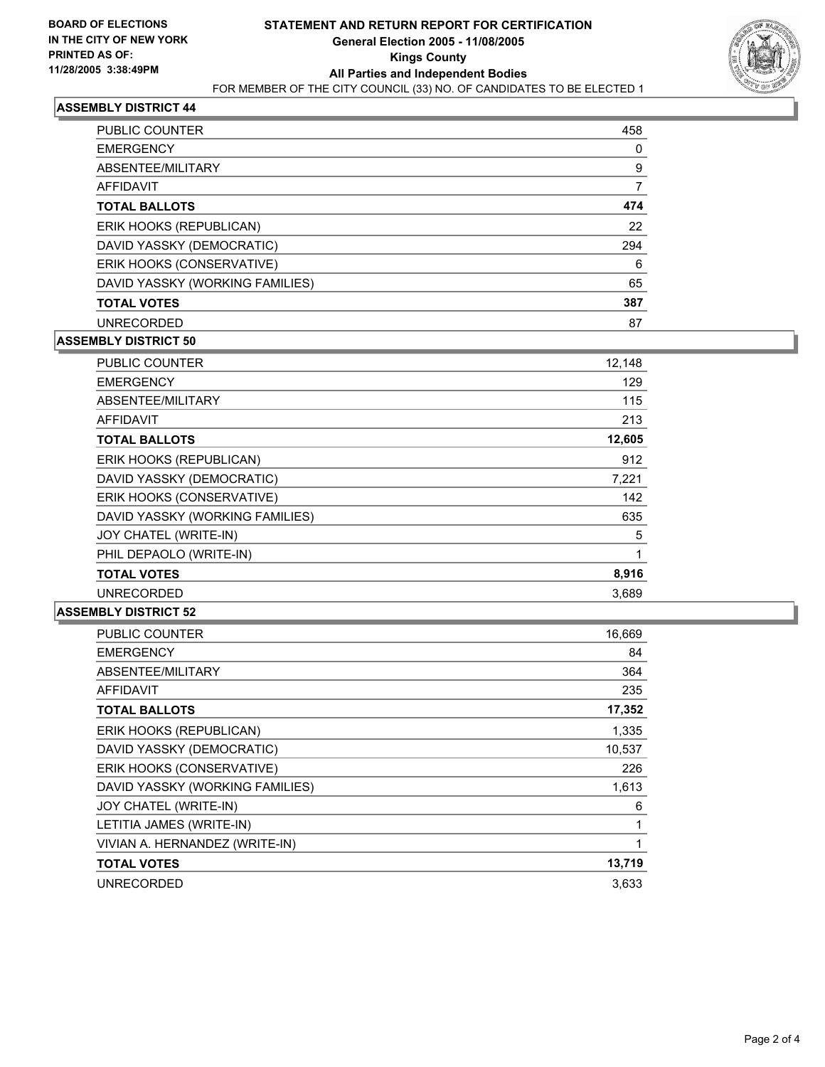BOARD OF ELECTIONS
IN THE CITY OF NEW YORK
PRINTED AS OF:
11/28/2005 3:38:49PM

# STATEMENT AND RETURN REPORT FOR CERTIFICATION
## General Election 2005 - 11/08/2005
## Kings County
## All Parties and Independent Bodies
FOR MEMBER OF THE CITY COUNCIL (33) NO. OF CANDIDATES TO BE ELECTED 1

### ASSEMBLY DISTRICT 44

| | |
|---|---|
| PUBLIC COUNTER | 458 |
| EMERGENCY | 0 |
| ABSENTEE/MILITARY | 9 |
| AFFIDAVIT | 7 |
| **TOTAL BALLOTS** | **474** |
| ERIK HOOKS (REPUBLICAN) | 22 |
| DAVID YASSKY (DEMOCRATIC) | 294 |
| ERIK HOOKS (CONSERVATIVE) | 6 |
| DAVID YASSKY (WORKING FAMILIES) | 65 |
| **TOTAL VOTES** | **387** |
| UNRECORDED | 87 |

### ASSEMBLY DISTRICT 50

| | |
|---|---|
| PUBLIC COUNTER | 12,148 |
| EMERGENCY | 129 |
| ABSENTEE/MILITARY | 115 |
| AFFIDAVIT | 213 |
| **TOTAL BALLOTS** | **12,605** |
| ERIK HOOKS (REPUBLICAN) | 912 |
| DAVID YASSKY (DEMOCRATIC) | 7,221 |
| ERIK HOOKS (CONSERVATIVE) | 142 |
| DAVID YASSKY (WORKING FAMILIES) | 635 |
| JOY CHATEL (WRITE-IN) | 5 |
| PHIL DEPAOLO (WRITE-IN) | 1 |
| **TOTAL VOTES** | **8,916** |
| UNRECORDED | 3,689 |

### ASSEMBLY DISTRICT 52

| | |
|---|---|
| PUBLIC COUNTER | 16,669 |
| EMERGENCY | 84 |
| ABSENTEE/MILITARY | 364 |
| AFFIDAVIT | 235 |
| **TOTAL BALLOTS** | **17,352** |
| ERIK HOOKS (REPUBLICAN) | 1,335 |
| DAVID YASSKY (DEMOCRATIC) | 10,537 |
| ERIK HOOKS (CONSERVATIVE) | 226 |
| DAVID YASSKY (WORKING FAMILIES) | 1,613 |
| JOY CHATEL (WRITE-IN) | 6 |
| LETITIA JAMES (WRITE-IN) | 1 |
| VIVIAN A. HERNANDEZ (WRITE-IN) | 1 |
| **TOTAL VOTES** | **13,719** |
| UNRECORDED | 3,633 |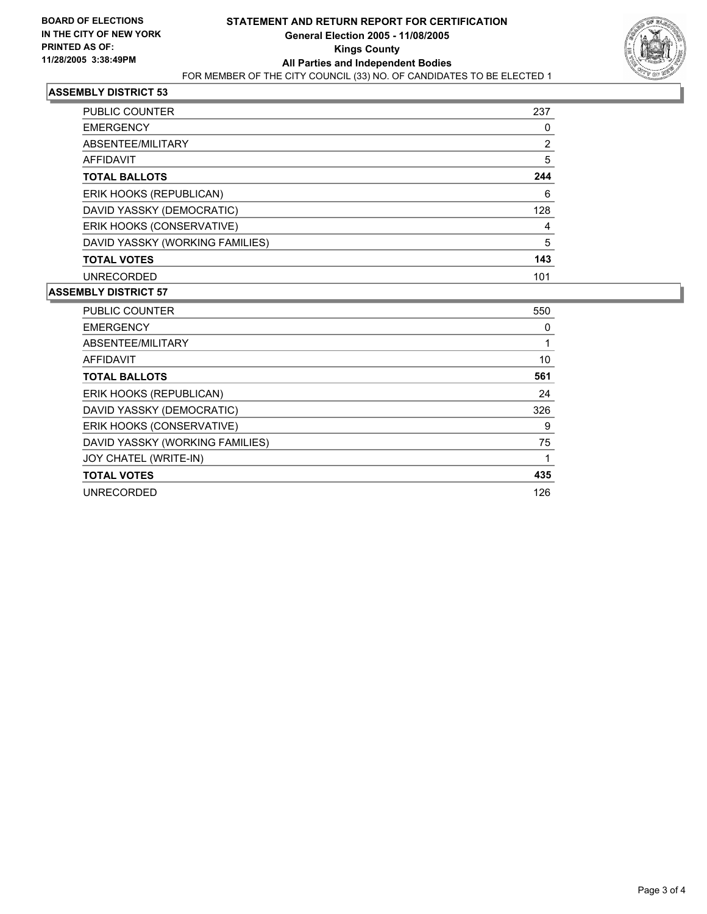**BOARD OF ELECTIONS IN THE CITY OF NEW YORK PRINTED AS OF: 11/28/2005 3:38:49PM**

# STATEMENT AND RETURN REPORT FOR CERTIFICATION
## General Election 2005 - 11/08/2005
## Kings County
## All Parties and Independent Bodies
FOR MEMBER OF THE CITY COUNCIL (33) NO. OF CANDIDATES TO BE ELECTED 1

### ASSEMBLY DISTRICT 53

| | |
|---|---|
| PUBLIC COUNTER | 237 |
| EMERGENCY | 0 |
| ABSENTEE/MILITARY | 2 |
| AFFIDAVIT | 5 |
| **TOTAL BALLOTS** | **244** |
| ERIK HOOKS (REPUBLICAN) | 6 |
| DAVID YASSKY (DEMOCRATIC) | 128 |
| ERIK HOOKS (CONSERVATIVE) | 4 |
| DAVID YASSKY (WORKING FAMILIES) | 5 |
| **TOTAL VOTES** | **143** |
| UNRECORDED | 101 |

### ASSEMBLY DISTRICT 57

| | |
|---|---|
| PUBLIC COUNTER | 550 |
| EMERGENCY | 0 |
| ABSENTEE/MILITARY | 1 |
| AFFIDAVIT | 10 |
| **TOTAL BALLOTS** | **561** |
| ERIK HOOKS (REPUBLICAN) | 24 |
| DAVID YASSKY (DEMOCRATIC) | 326 |
| ERIK HOOKS (CONSERVATIVE) | 9 |
| DAVID YASSKY (WORKING FAMILIES) | 75 |
| JOY CHATEL (WRITE-IN) | 1 |
| **TOTAL VOTES** | **435** |
| UNRECORDED | 126 |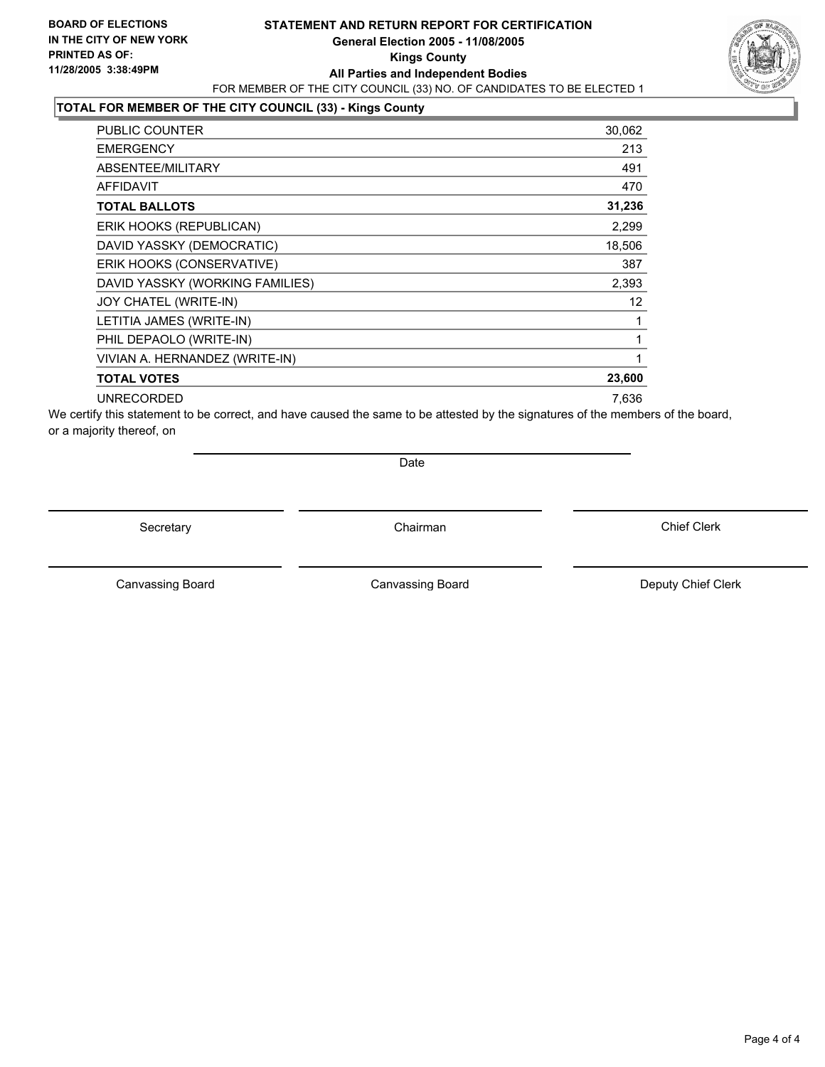**BOARD OF ELECTIONS IN THE CITY OF NEW YORK PRINTED AS OF: 11/28/2005 3:38:49PM**

# STATEMENT AND RETURN REPORT FOR CERTIFICATION

**General Election 2005 - 11/08/2005**

**Kings County**

**All Parties and Independent Bodies**

FOR MEMBER OF THE CITY COUNCIL (33) NO. OF CANDIDATES TO BE ELECTED 1

## TOTAL FOR MEMBER OF THE CITY COUNCIL (33) - Kings County

| | |
|---|---|
| PUBLIC COUNTER | 30,062 |
| EMERGENCY | 213 |
| ABSENTEE/MILITARY | 491 |
| AFFIDAVIT | 470 |
| **TOTAL BALLOTS** | **31,236** |
| ERIK HOOKS (REPUBLICAN) | 2,299 |
| DAVID YASSKY (DEMOCRATIC) | 18,506 |
| ERIK HOOKS (CONSERVATIVE) | 387 |
| DAVID YASSKY (WORKING FAMILIES) | 2,393 |
| JOY CHATEL (WRITE-IN) | 12 |
| LETITIA JAMES (WRITE-IN) | 1 |
| PHIL DEPAOLO (WRITE-IN) | 1 |
| VIVIAN A. HERNANDEZ (WRITE-IN) | 1 |
| **TOTAL VOTES** | **23,600** |
| UNRECORDED | 7,636 |

We certify this statement to be correct, and have caused the same to be attested by the signatures of the members of the board, or a majority thereof, on

Date

Secretary | Chairman | Chief Clerk

Canvassing Board | Canvassing Board | Deputy Chief Clerk